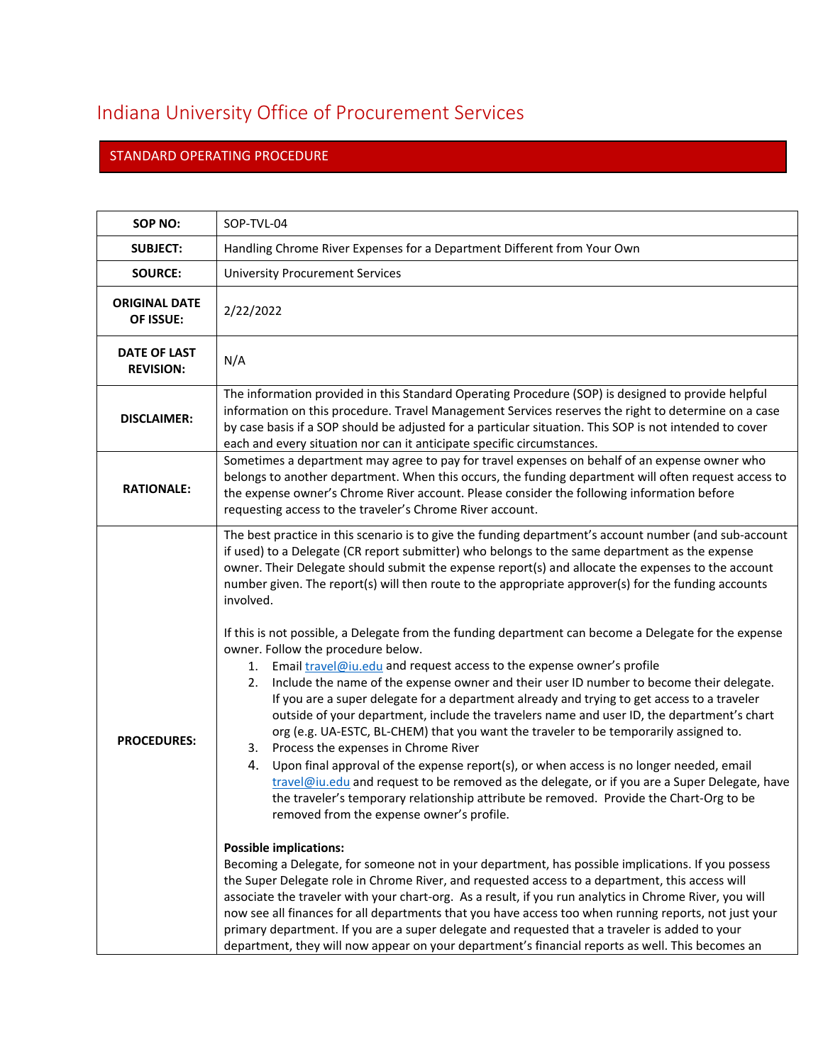# Indiana University Office of Procurement Services

## STANDARD OPERATING PROCEDURE

| | |
|---|---|
| **SOP NO:** | SOP-TVL-04 |
| **SUBJECT:** | Handling Chrome River Expenses for a Department Different from Your Own |
| **SOURCE:** | University Procurement Services |
| **ORIGINAL DATE OF ISSUE:** | 2/22/2022 |
| **DATE OF LAST REVISION:** | N/A |
| **DISCLAIMER:** | The information provided in this Standard Operating Procedure (SOP) is designed to provide helpful information on this procedure. Travel Management Services reserves the right to determine on a case by case basis if a SOP should be adjusted for a particular situation. This SOP is not intended to cover each and every situation nor can it anticipate specific circumstances. |
| **RATIONALE:** | Sometimes a department may agree to pay for travel expenses on behalf of an expense owner who belongs to another department. When this occurs, the funding department will often request access to the expense owner's Chrome River account. Please consider the following information before requesting access to the traveler's Chrome River account. |
| **PROCEDURES:** | The best practice in this scenario is to give the funding department's account number (and sub-account if used) to a Delegate (CR report submitter) who belongs to the same department as the expense owner. Their Delegate should submit the expense report(s) and allocate the expenses to the account number given. The report(s) will then route to the appropriate approver(s) for the funding accounts involved.<br><br>If this is not possible, a Delegate from the funding department can become a Delegate for the expense owner. Follow the procedure below.<br>1. Email travel@iu.edu and request access to the expense owner's profile<br>2. Include the name of the expense owner and their user ID number to become their delegate. If you are a super delegate for a department already and trying to get access to a traveler outside of your department, include the travelers name and user ID, the department's chart org (e.g. UA-ESTC, BL-CHEM) that you want the traveler to be temporarily assigned to.<br>3. Process the expenses in Chrome River<br>4. Upon final approval of the expense report(s), or when access is no longer needed, email travel@iu.edu and request to be removed as the delegate, or if you are a Super Delegate, have the traveler's temporary relationship attribute be removed. Provide the Chart-Org to be removed from the expense owner's profile.<br><br>**Possible implications:**<br>Becoming a Delegate, for someone not in your department, has possible implications. If you possess the Super Delegate role in Chrome River, and requested access to a department, this access will associate the traveler with your chart-org. As a result, if you run analytics in Chrome River, you will now see all finances for all departments that you have access too when running reports, not just your primary department. If you are a super delegate and requested that a traveler is added to your department, they will now appear on your department's financial reports as well. This becomes an |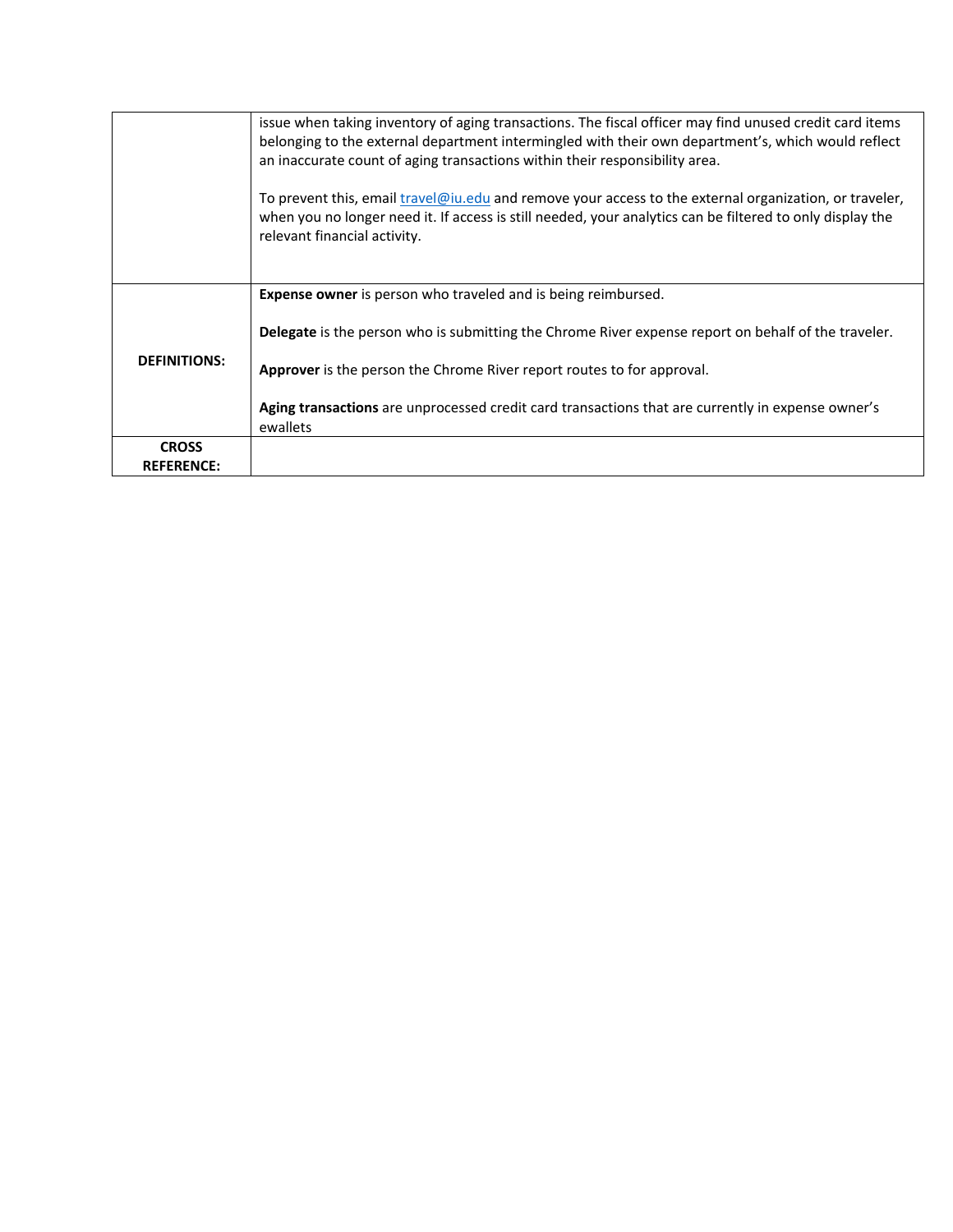| | |
|---|---|
| | issue when taking inventory of aging transactions. The fiscal officer may find unused credit card items belonging to the external department intermingled with their own department's, which would reflect an inaccurate count of aging transactions within their responsibility area.<br><br>To prevent this, email [travel@iu.edu](mailto:travel@iu.edu) and remove your access to the external organization, or traveler, when you no longer need it. If access is still needed, your analytics can be filtered to only display the relevant financial activity. |
| **DEFINITIONS:** | **Expense owner** is person who traveled and is being reimbursed.<br><br>**Delegate** is the person who is submitting the Chrome River expense report on behalf of the traveler.<br><br>**Approver** is the person the Chrome River report routes to for approval.<br><br>**Aging transactions** are unprocessed credit card transactions that are currently in expense owner's ewallets |
| **CROSS REFERENCE:** | |